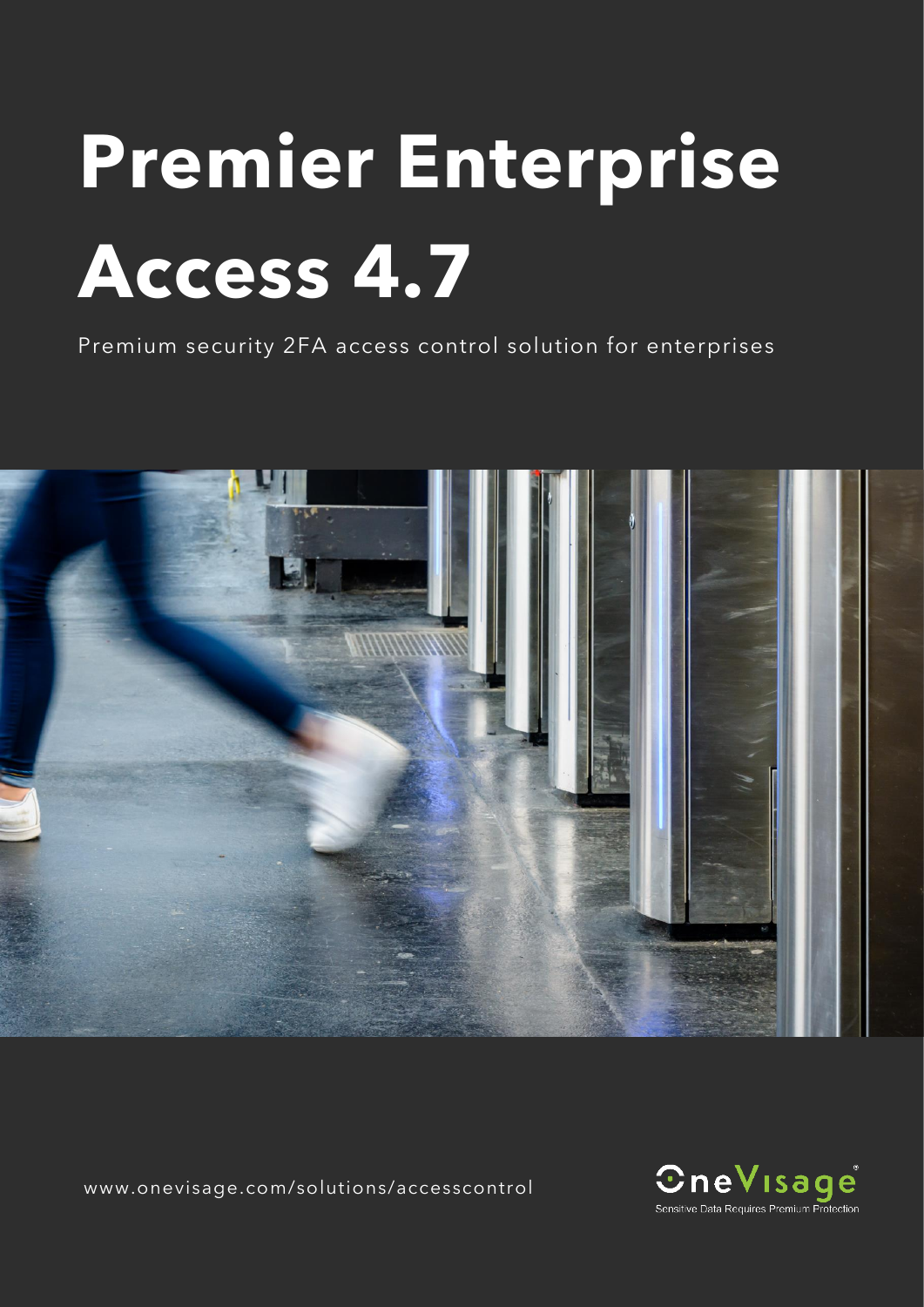# Premier Enterprise Access 4.7

Premium security 2FA access control solution for enterprises

www.onevisage.com/solutions/accesscontrol

OneVisage
Sensitive Data Requires Premium Protection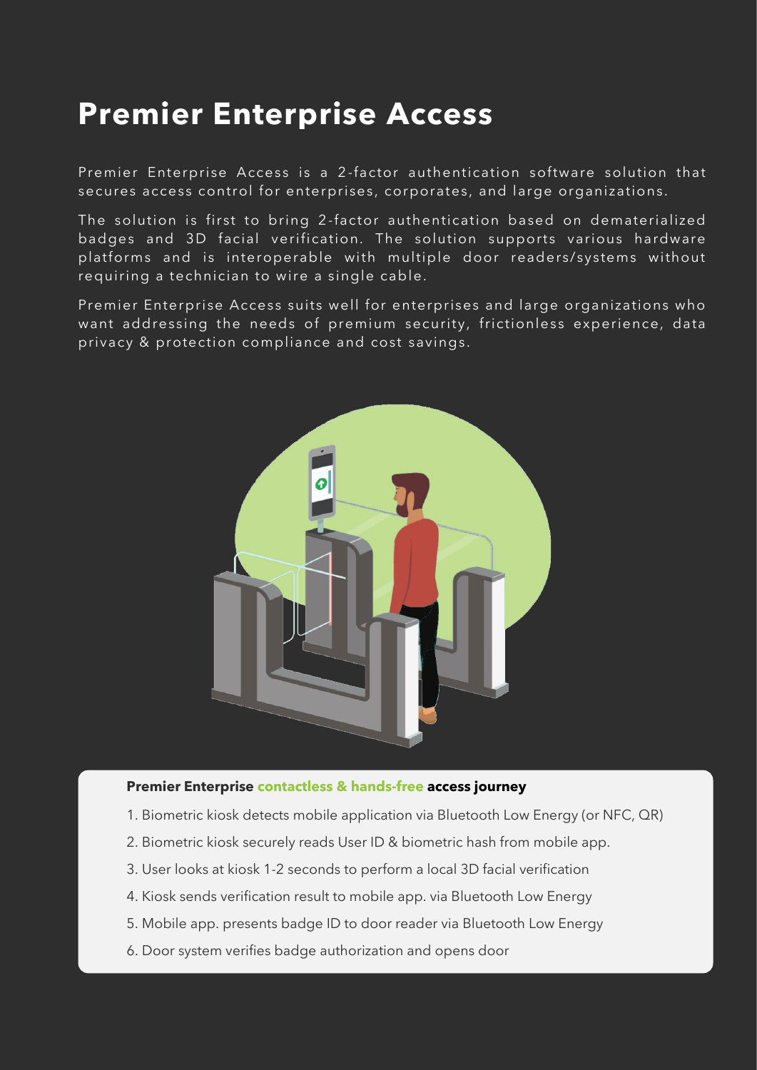# Premier Enterprise Access

Premier Enterprise Access is a 2-factor authentication software solution that secures access control for enterprises, corporates, and large organizations.

The solution is first to bring 2-factor authentication based on dematerialized badges and 3D facial verification. The solution supports various hardware platforms and is interoperable with multiple door readers/systems without requiring a technician to wire a single cable.

Premier Enterprise Access suits well for enterprises and large organizations who want addressing the needs of premium security, frictionless experience, data privacy & protection compliance and cost savings.

**Premier Enterprise contactless & hands-free access journey**

1. Biometric kiosk detects mobile application via Bluetooth Low Energy (or NFC, QR)
2. Biometric kiosk securely reads User ID & biometric hash from mobile app.
3. User looks at kiosk 1-2 seconds to perform a local 3D facial verification
4. Kiosk sends verification result to mobile app. via Bluetooth Low Energy
5. Mobile app. presents badge ID to door reader via Bluetooth Low Energy
6. Door system verifies badge authorization and opens door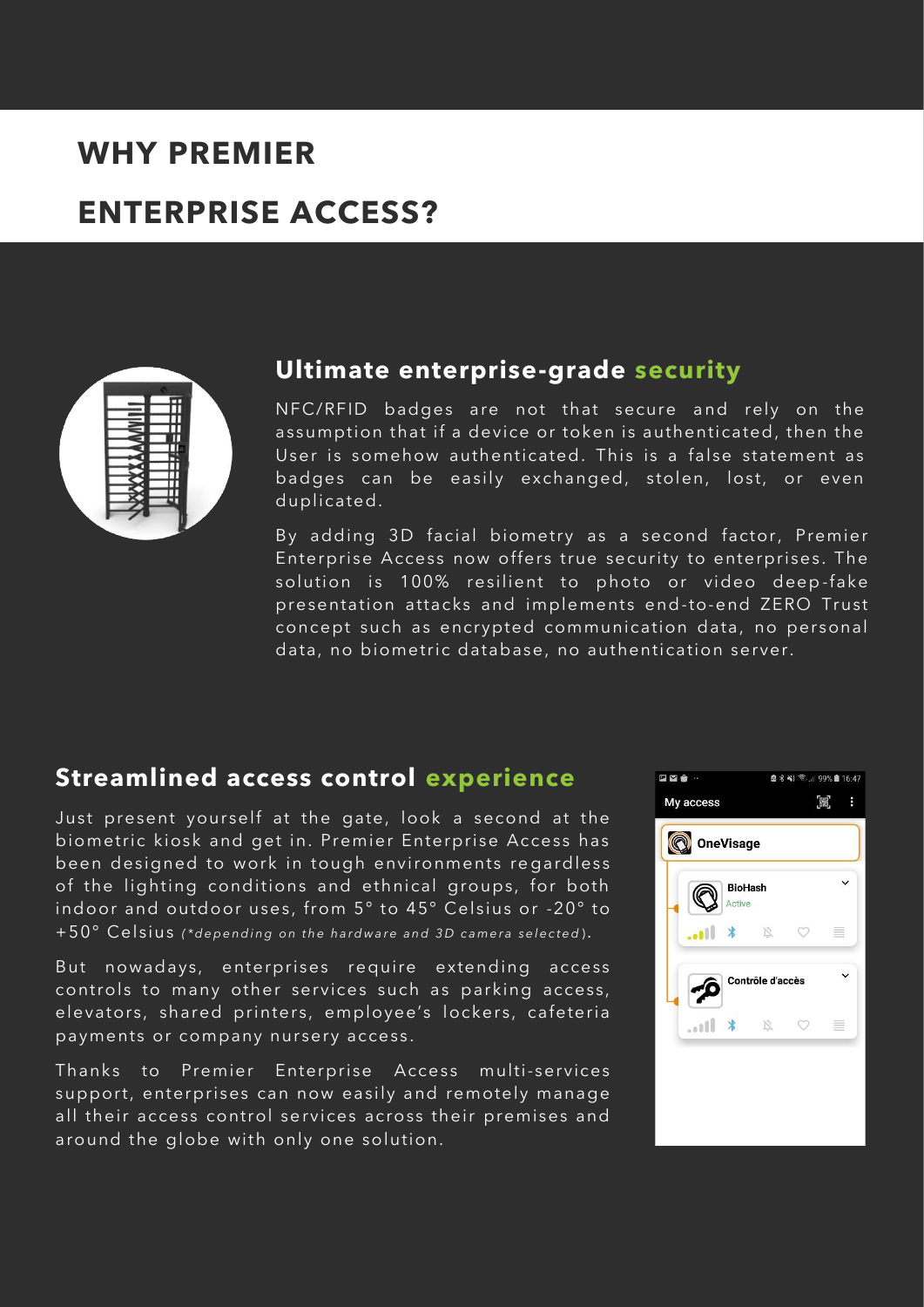# WHY PREMIER ENTERPRISE ACCESS?

## Ultimate enterprise-grade security

NFC/RFID badges are not that secure and rely on the assumption that if a device or token is authenticated, then the User is somehow authenticated. This is a false statement as badges can be easily exchanged, stolen, lost, or even duplicated.

By adding 3D facial biometry as a second factor, Premier Enterprise Access now offers true security to enterprises. The solution is 100% resilient to photo or video deep-fake presentation attacks and implements end-to-end ZERO Trust concept such as encrypted communication data, no personal data, no biometric database, no authentication server.

## Streamlined access control experience

Just present yourself at the gate, look a second at the biometric kiosk and get in. Premier Enterprise Access has been designed to work in tough environments regardless of the lighting conditions and ethnical groups, for both indoor and outdoor uses, from 5° to 45° Celsius or -20° to +50° Celsius *(\*depending on the hardware and 3D camera selected)*.

But nowadays, enterprises require extending access controls to many other services such as parking access, elevators, shared printers, employee's lockers, cafeteria payments or company nursery access.

Thanks to Premier Enterprise Access multi-services support, enterprises can now easily and remotely manage all their access control services across their premises and around the globe with only one solution.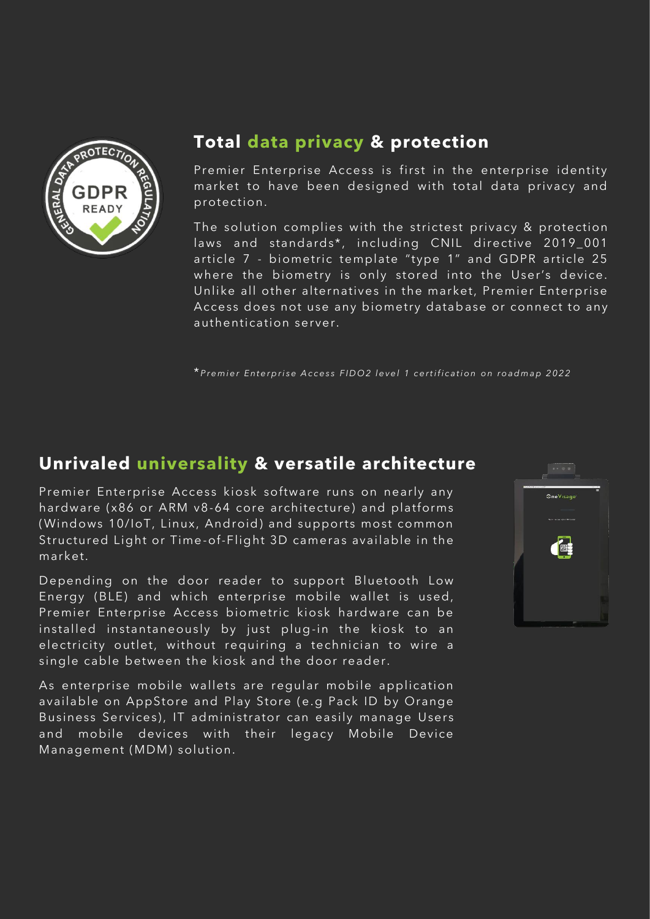## Total data privacy & protection

Premier Enterprise Access is first in the enterprise identity market to have been designed with total data privacy and protection.

The solution complies with the strictest privacy & protection laws and standards*, including CNIL directive 2019_001 article 7 - biometric template "type 1" and GDPR article 25 where the biometry is only stored into the User's device. Unlike all other alternatives in the market, Premier Enterprise Access does not use any biometry database or connect to any authentication server.

**Premier Enterprise Access FIDO2 level 1 certification on roadmap 2022*

## Unrivaled universality & versatile architecture

Premier Enterprise Access kiosk software runs on nearly any hardware (x86 or ARM v8-64 core architecture) and platforms (Windows 10/IoT, Linux, Android) and supports most common Structured Light or Time-of-Flight 3D cameras available in the market.

Depending on the door reader to support Bluetooth Low Energy (BLE) and which enterprise mobile wallet is used, Premier Enterprise Access biometric kiosk hardware can be installed instantaneously by just plug-in the kiosk to an electricity outlet, without requiring a technician to wire a single cable between the kiosk and the door reader.

As enterprise mobile wallets are regular mobile application available on AppStore and Play Store (e.g Pack ID by Orange Business Services), IT administrator can easily manage Users and mobile devices with their legacy Mobile Device Management (MDM) solution.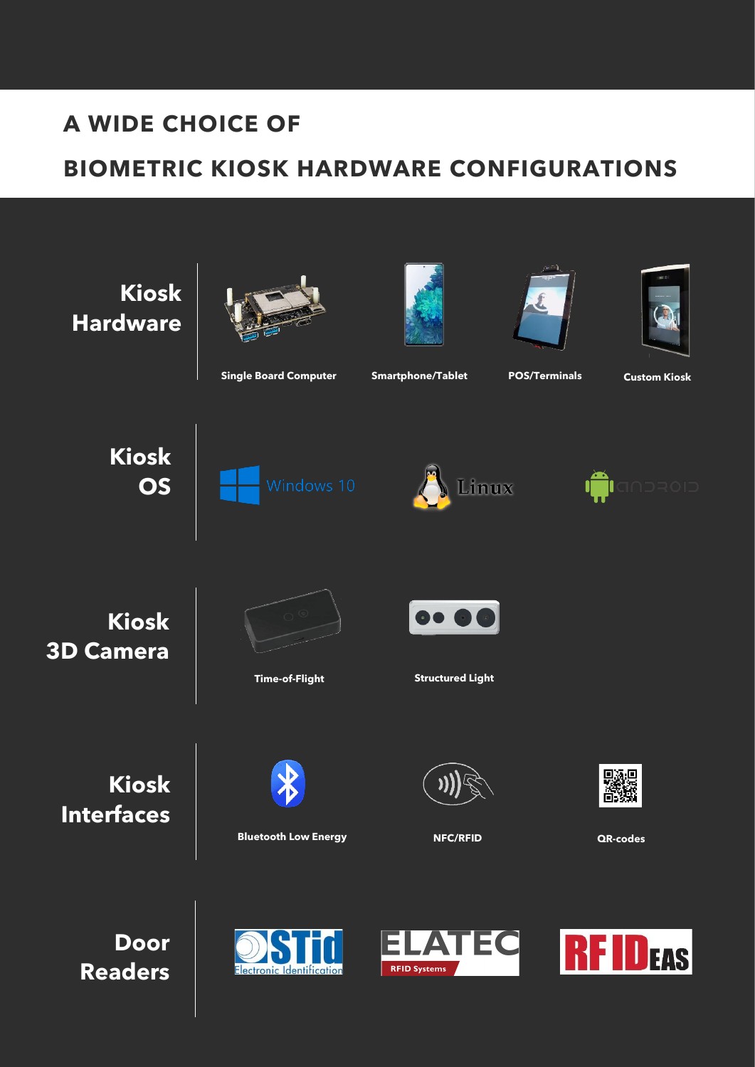# A WIDE CHOICE OF BIOMETRIC KIOSK HARDWARE CONFIGURATIONS

## Kiosk Hardware

- Single Board Computer
- Smartphone/Tablet
- POS/Terminals
- Custom Kiosk

## Kiosk OS

- Windows 10
- Linux
- Android

## Kiosk 3D Camera

- Time-of-Flight
- Structured Light

## Kiosk Interfaces

- Bluetooth Low Energy
- NFC/RFID
- QR-codes

## Door Readers

- STid Electronic Identification
- ELATEC RFID Systems
- RF IDeas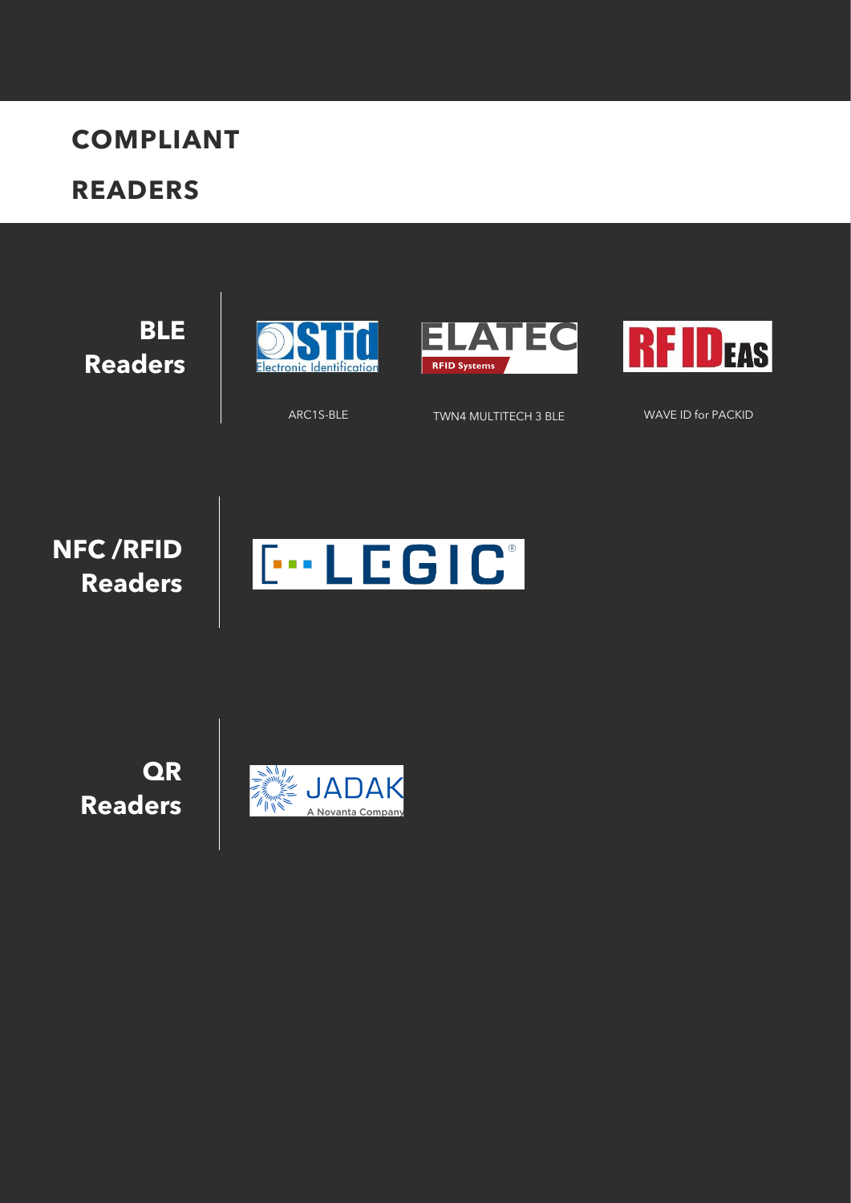# COMPLIANT READERS

## BLE Readers

STid Electronic Identification — ARC1S-BLE

ELATEC RFID Systems — TWN4 MULTITECH 3 BLE

RF IDEAS — WAVE ID for PACKID

## NFC /RFID Readers

LEGIC

## QR Readers

JADAK A Novanta Company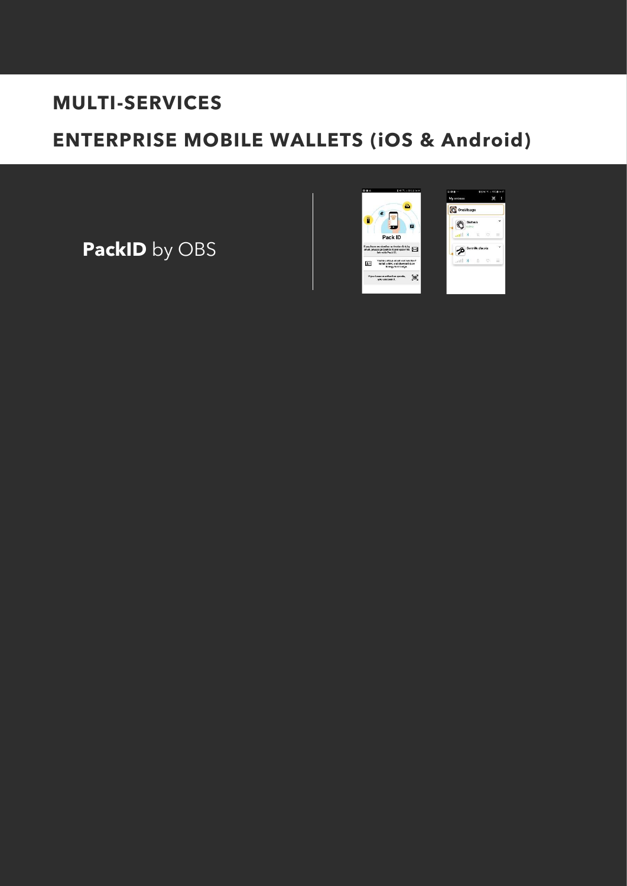# MULTI-SERVICES

# ENTERPRISE MOBILE WALLETS (iOS & Android)

**PackID** by OBS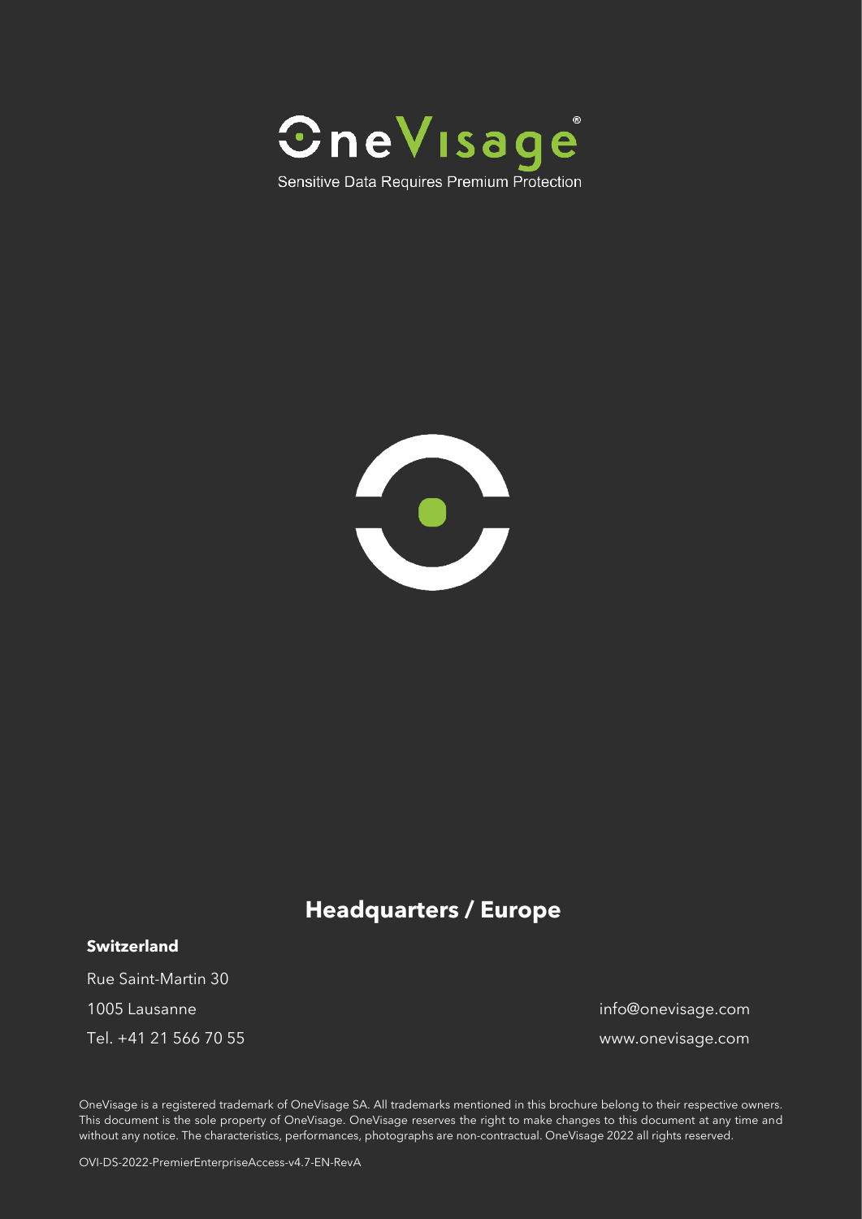OneVisage®

Sensitive Data Requires Premium Protection

## Headquarters / Europe

**Switzerland**

Rue Saint-Martin 30

1005 Lausanne

Tel. +41 21 566 70 55

info@onevisage.com

www.onevisage.com

OneVisage is a registered trademark of OneVisage SA. All trademarks mentioned in this brochure belong to their respective owners. This document is the sole property of OneVisage. OneVisage reserves the right to make changes to this document at any time and without any notice. The characteristics, performances, photographs are non-contractual. OneVisage 2022 all rights reserved.

OVI-DS-2022-PremierEnterpriseAccess-v4.7-EN-RevA